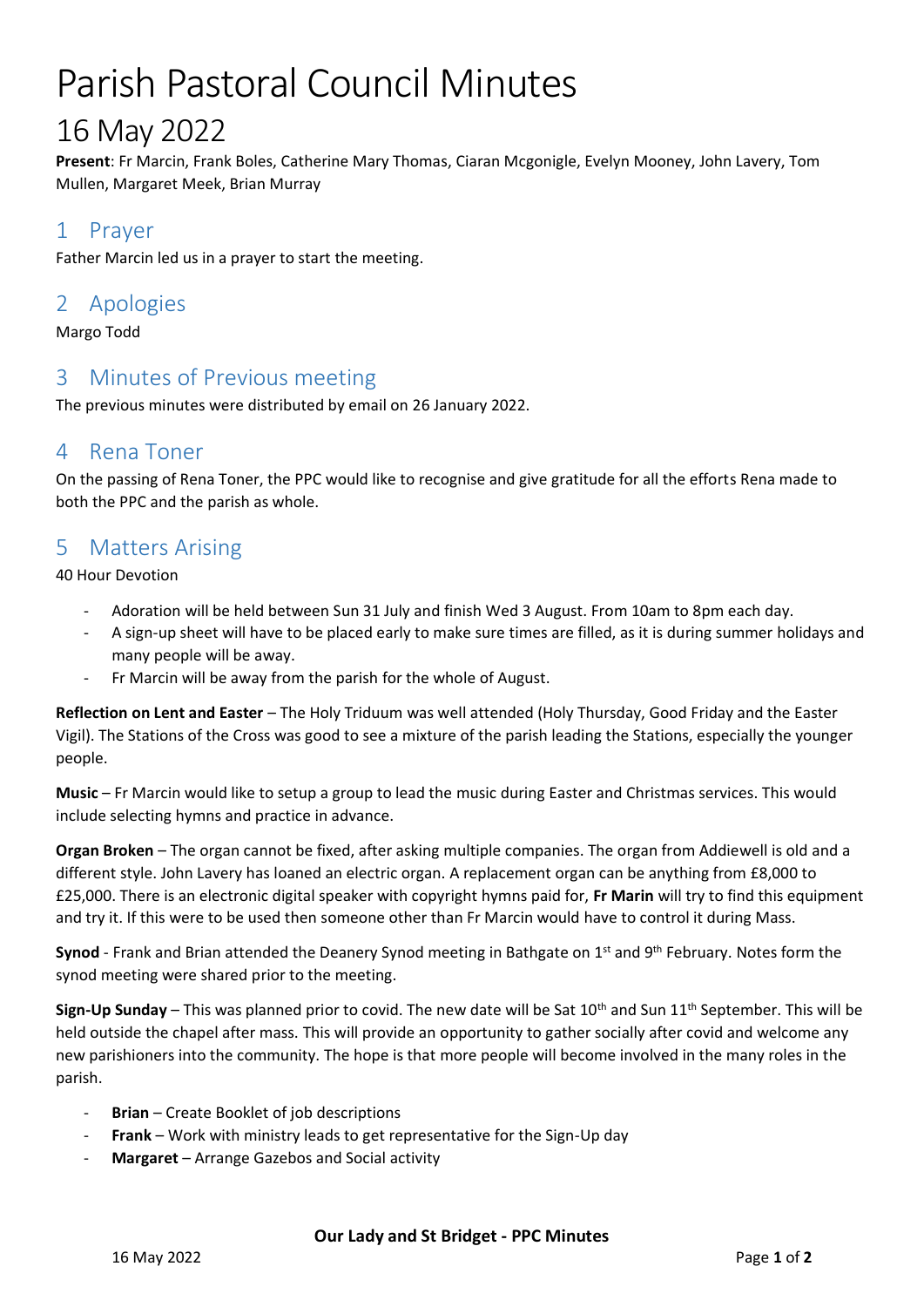# Parish Pastoral Council Minutes

## 16 May 2022

**Present**: Fr Marcin, Frank Boles, Catherine Mary Thomas, Ciaran Mcgonigle, Evelyn Mooney, John Lavery, Tom Mullen, Margaret Meek, Brian Murray

## 1 Prayer

Father Marcin led us in a prayer to start the meeting.

## 2 Apologies

Margo Todd

## 3 Minutes of Previous meeting

The previous minutes were distributed by email on 26 January 2022.

## 4 Rena Toner

On the passing of Rena Toner, the PPC would like to recognise and give gratitude for all the efforts Rena made to both the PPC and the parish as whole.

## 5 Matters Arising

40 Hour Devotion

- Adoration will be held between Sun 31 July and finish Wed 3 August. From 10am to 8pm each day.
- A sign-up sheet will have to be placed early to make sure times are filled, as it is during summer holidays and many people will be away.
- Fr Marcin will be away from the parish for the whole of August.

**Reflection on Lent and Easter** – The Holy Triduum was well attended (Holy Thursday, Good Friday and the Easter Vigil). The Stations of the Cross was good to see a mixture of the parish leading the Stations, especially the younger people.

**Music** – Fr Marcin would like to setup a group to lead the music during Easter and Christmas services. This would include selecting hymns and practice in advance.

**Organ Broken** – The organ cannot be fixed, after asking multiple companies. The organ from Addiewell is old and a different style. John Lavery has loaned an electric organ. A replacement organ can be anything from £8,000 to £25,000. There is an electronic digital speaker with copyright hymns paid for, **Fr Marin** will try to find this equipment and try it. If this were to be used then someone other than Fr Marcin would have to control it during Mass.

**Synod** - Frank and Brian attended the Deanery Synod meeting in Bathgate on 1st and 9th February. Notes form the synod meeting were shared prior to the meeting.

**Sign-Up Sunday** – This was planned prior to covid. The new date will be Sat 10th and Sun 11th September. This will be held outside the chapel after mass. This will provide an opportunity to gather socially after covid and welcome any new parishioners into the community. The hope is that more people will become involved in the many roles in the parish.

- **Brian** – Create Booklet of job descriptions
- **Frank** – Work with ministry leads to get representative for the Sign-Up day
- **Margaret** – Arrange Gazebos and Social activity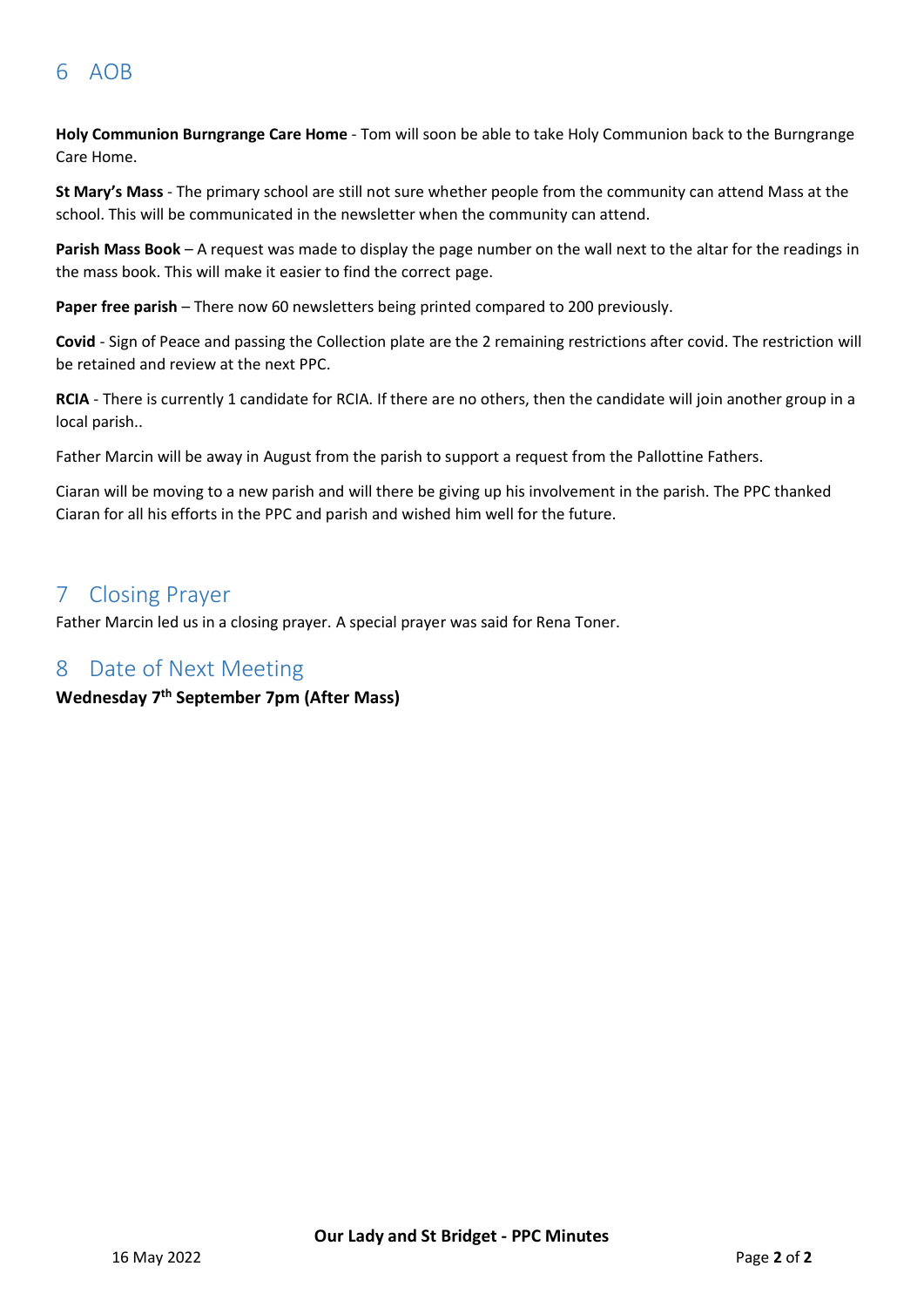## 6 AOB

**Holy Communion Burngrange Care Home** - Tom will soon be able to take Holy Communion back to the Burngrange Care Home.

**St Mary's Mass** - The primary school are still not sure whether people from the community can attend Mass at the school. This will be communicated in the newsletter when the community can attend.

**Parish Mass Book** – A request was made to display the page number on the wall next to the altar for the readings in the mass book. This will make it easier to find the correct page.

**Paper free parish** – There now 60 newsletters being printed compared to 200 previously.

**Covid** - Sign of Peace and passing the Collection plate are the 2 remaining restrictions after covid. The restriction will be retained and review at the next PPC.

**RCIA** - There is currently 1 candidate for RCIA. If there are no others, then the candidate will join another group in a local parish..

Father Marcin will be away in August from the parish to support a request from the Pallottine Fathers.

Ciaran will be moving to a new parish and will there be giving up his involvement in the parish. The PPC thanked Ciaran for all his efforts in the PPC and parish and wished him well for the future.

## 7 Closing Prayer

Father Marcin led us in a closing prayer. A special prayer was said for Rena Toner.

## 8 Date of Next Meeting

**Wednesday 7th September 7pm (After Mass)**